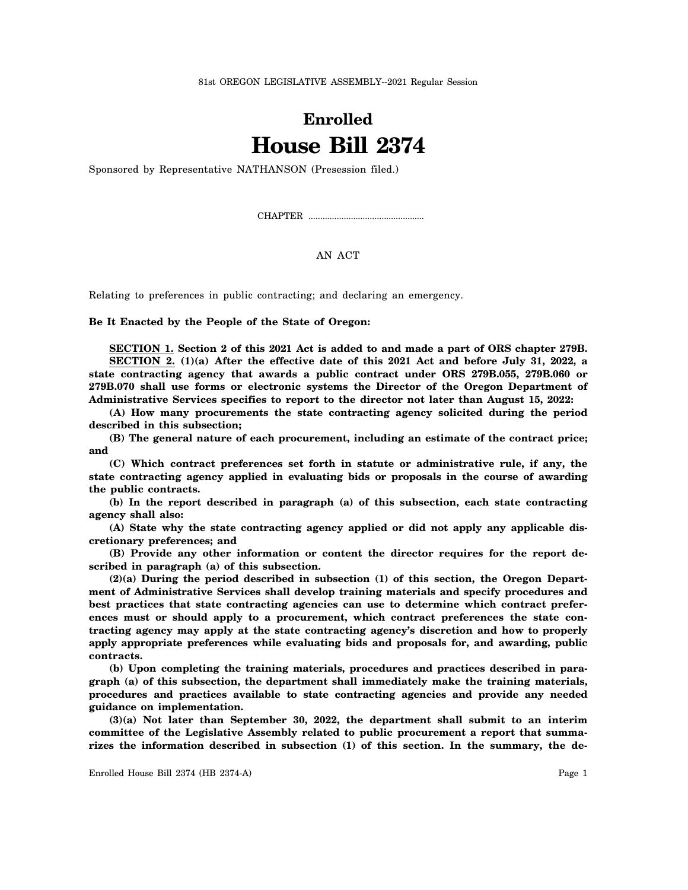81st OREGON LEGISLATIVE ASSEMBLY--2021 Regular Session

# Enrolled
# House Bill 2374

Sponsored by Representative NATHANSON (Presession filed.)

CHAPTER ................................................

AN ACT

Relating to preferences in public contracting; and declaring an emergency.

**Be It Enacted by the People of the State of Oregon:**

**SECTION 1. Section 2 of this 2021 Act is added to and made a part of ORS chapter 279B.**

**SECTION 2. (1)(a) After the effective date of this 2021 Act and before July 31, 2022, a state contracting agency that awards a public contract under ORS 279B.055, 279B.060 or 279B.070 shall use forms or electronic systems the Director of the Oregon Department of Administrative Services specifies to report to the director not later than August 15, 2022:**

**(A) How many procurements the state contracting agency solicited during the period described in this subsection;**

**(B) The general nature of each procurement, including an estimate of the contract price; and**

**(C) Which contract preferences set forth in statute or administrative rule, if any, the state contracting agency applied in evaluating bids or proposals in the course of awarding the public contracts.**

**(b) In the report described in paragraph (a) of this subsection, each state contracting agency shall also:**

**(A) State why the state contracting agency applied or did not apply any applicable discretionary preferences; and**

**(B) Provide any other information or content the director requires for the report described in paragraph (a) of this subsection.**

**(2)(a) During the period described in subsection (1) of this section, the Oregon Department of Administrative Services shall develop training materials and specify procedures and best practices that state contracting agencies can use to determine which contract preferences must or should apply to a procurement, which contract preferences the state contracting agency may apply at the state contracting agency's discretion and how to properly apply appropriate preferences while evaluating bids and proposals for, and awarding, public contracts.**

**(b) Upon completing the training materials, procedures and practices described in paragraph (a) of this subsection, the department shall immediately make the training materials, procedures and practices available to state contracting agencies and provide any needed guidance on implementation.**

**(3)(a) Not later than September 30, 2022, the department shall submit to an interim committee of the Legislative Assembly related to public procurement a report that summarizes the information described in subsection (1) of this section. In the summary, the de-**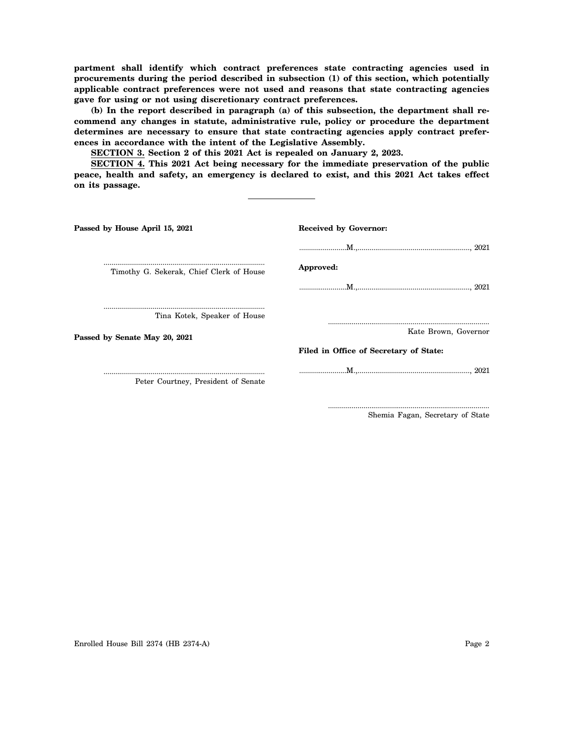**partment shall identify which contract preferences state contracting agencies used in procurements during the period described in subsection (1) of this section, which potentially applicable contract preferences were not used and reasons that state contracting agencies gave for using or not using discretionary contract preferences.**

**(b) In the report described in paragraph (a) of this subsection, the department shall recommend any changes in statute, administrative rule, policy or procedure the department determines are necessary to ensure that state contracting agencies apply contract preferences in accordance with the intent of the Legislative Assembly.**

**SECTION 3. Section 2 of this 2021 Act is repealed on January 2, 2023.**

**SECTION 4. This 2021 Act being necessary for the immediate preservation of the public peace, health and safety, an emergency is declared to exist, and this 2021 Act takes effect on its passage.**

---

**Passed by House April 15, 2021**

..................................................................................
Timothy G. Sekerak, Chief Clerk of House

..................................................................................
Tina Kotek, Speaker of House

**Passed by Senate May 20, 2021**

..................................................................................
Peter Courtney, President of Senate

**Received by Governor:**

........................M.,.........................................................., 2021

**Approved:**

........................M.,.........................................................., 2021

..................................................................................
Kate Brown, Governor

**Filed in Office of Secretary of State:**

........................M.,.........................................................., 2021

..................................................................................
Shemia Fagan, Secretary of State